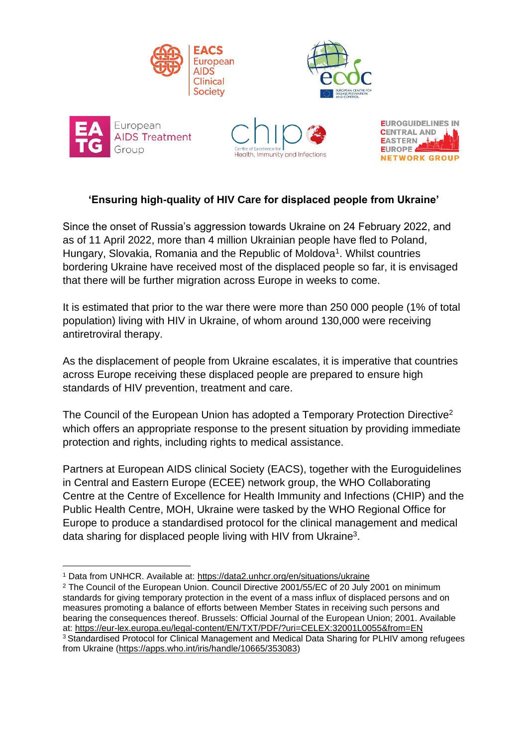## 'Ensuring high-quality of HIV Care for displaced people from Ukraine'

Since the onset of Russia's aggression towards Ukraine on 24 February 2022, and as of 11 April 2022, more than 4 million Ukrainian people have fled to Poland, Hungary, Slovakia, Romania and the Republic of Moldova[1]. Whilst countries bordering Ukraine have received most of the displaced people so far, it is envisaged that there will be further migration across Europe in weeks to come.

It is estimated that prior to the war there were more than 250 000 people (1% of total population) living with HIV in Ukraine, of whom around 130,000 were receiving antiretroviral therapy.

As the displacement of people from Ukraine escalates, it is imperative that countries across Europe receiving these displaced people are prepared to ensure high standards of HIV prevention, treatment and care.

The Council of the European Union has adopted a Temporary Protection Directive[2] which offers an appropriate response to the present situation by providing immediate protection and rights, including rights to medical assistance.

Partners at European AIDS clinical Society (EACS), together with the Euroguidelines in Central and Eastern Europe (ECEE) network group, the WHO Collaborating Centre at the Centre of Excellence for Health Immunity and Infections (CHIP) and the Public Health Centre, MOH, Ukraine were tasked by the WHO Regional Office for Europe to produce a standardised protocol for the clinical management and medical data sharing for displaced people living with HIV from Ukraine[3].

---

[1] Data from UNHCR. Available at: https://data2.unhcr.org/en/situations/ukraine

[2] The Council of the European Union. Council Directive 2001/55/EC of 20 July 2001 on minimum standards for giving temporary protection in the event of a mass influx of displaced persons and on measures promoting a balance of efforts between Member States in receiving such persons and bearing the consequences thereof. Brussels: Official Journal of the European Union; 2001. Available at: https://eur-lex.europa.eu/legal-content/EN/TXT/PDF/?uri=CELEX:32001L0055&from=EN

[3] Standardised Protocol for Clinical Management and Medical Data Sharing for PLHIV among refugees from Ukraine (https://apps.who.int/iris/handle/10665/353083)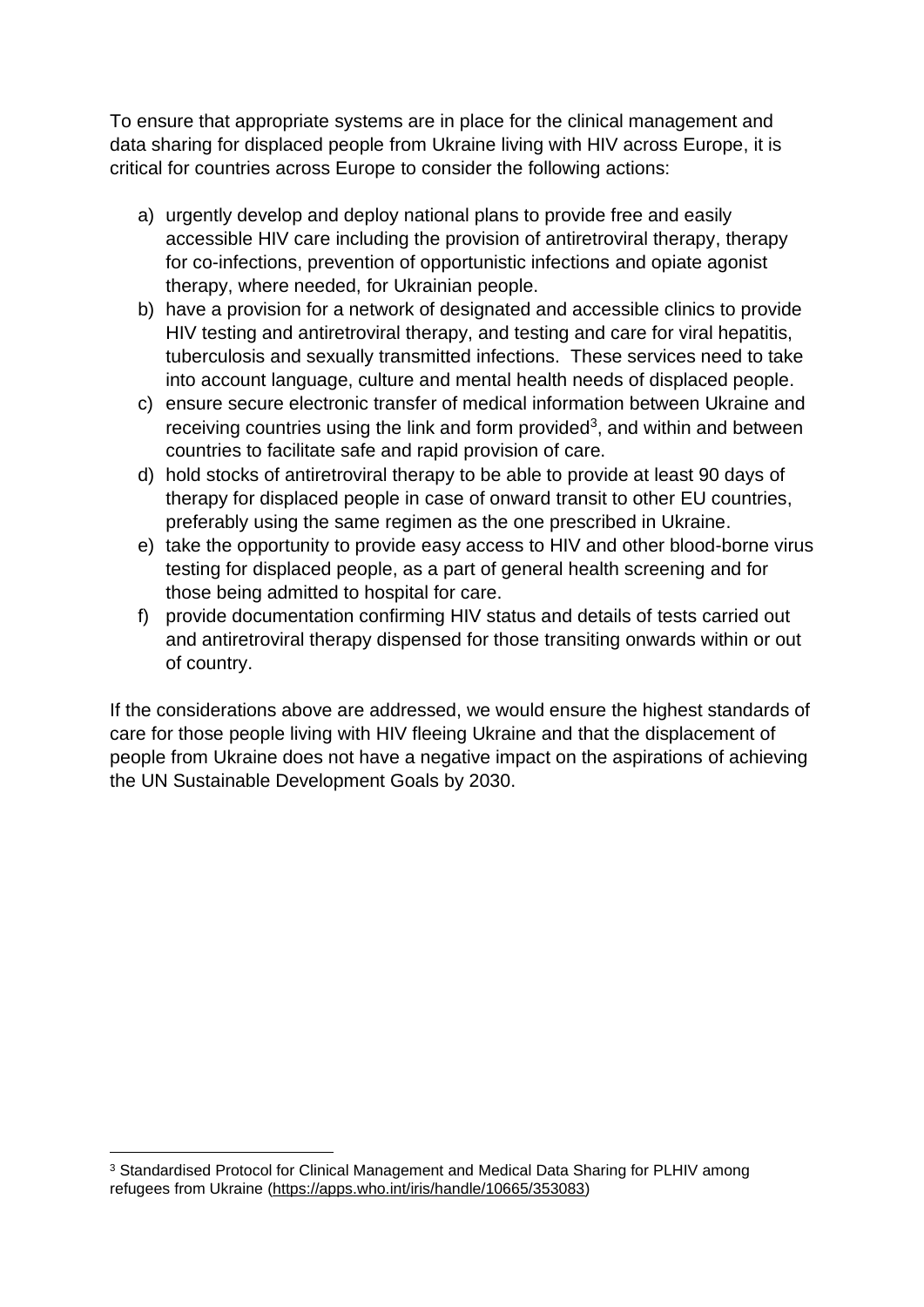To ensure that appropriate systems are in place for the clinical management and data sharing for displaced people from Ukraine living with HIV across Europe, it is critical for countries across Europe to consider the following actions:

a) urgently develop and deploy national plans to provide free and easily accessible HIV care including the provision of antiretroviral therapy, therapy for co-infections, prevention of opportunistic infections and opiate agonist therapy, where needed, for Ukrainian people.
b) have a provision for a network of designated and accessible clinics to provide HIV testing and antiretroviral therapy, and testing and care for viral hepatitis, tuberculosis and sexually transmitted infections. These services need to take into account language, culture and mental health needs of displaced people.
c) ensure secure electronic transfer of medical information between Ukraine and receiving countries using the link and form provided[3], and within and between countries to facilitate safe and rapid provision of care.
d) hold stocks of antiretroviral therapy to be able to provide at least 90 days of therapy for displaced people in case of onward transit to other EU countries, preferably using the same regimen as the one prescribed in Ukraine.
e) take the opportunity to provide easy access to HIV and other blood-borne virus testing for displaced people, as a part of general health screening and for those being admitted to hospital for care.
f) provide documentation confirming HIV status and details of tests carried out and antiretroviral therapy dispensed for those transiting onwards within or out of country.

If the considerations above are addressed, we would ensure the highest standards of care for those people living with HIV fleeing Ukraine and that the displacement of people from Ukraine does not have a negative impact on the aspirations of achieving the UN Sustainable Development Goals by 2030.

[3] Standardised Protocol for Clinical Management and Medical Data Sharing for PLHIV among refugees from Ukraine (https://apps.who.int/iris/handle/10665/353083)